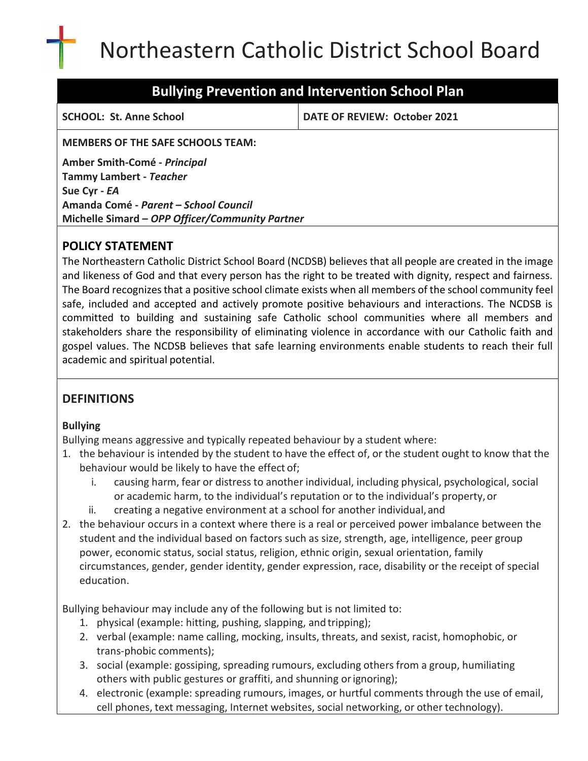# Northeastern Catholic District School Board

## Bullying Prevention and Intervention School Plan

| | |
|---|---|
| **SCHOOL: St. Anne School** | **DATE OF REVIEW: October 2021** |

**MEMBERS OF THE SAFE SCHOOLS TEAM:**

**Amber Smith-Comé -** ***Principal***
**Tammy Lambert -** ***Teacher***
**Sue Cyr -** ***EA***
**Amanda Comé -** ***Parent – School Council***
**Michelle Simard –** ***OPP Officer/Community Partner***

## POLICY STATEMENT

The Northeastern Catholic District School Board (NCDSB) believes that all people are created in the image and likeness of God and that every person has the right to be treated with dignity, respect and fairness. The Board recognizes that a positive school climate exists when all members of the school community feel safe, included and accepted and actively promote positive behaviours and interactions. The NCDSB is committed to building and sustaining safe Catholic school communities where all members and stakeholders share the responsibility of eliminating violence in accordance with our Catholic faith and gospel values. The NCDSB believes that safe learning environments enable students to reach their full academic and spiritual potential.

## DEFINITIONS

### Bullying

Bullying means aggressive and typically repeated behaviour by a student where:

1. the behaviour is intended by the student to have the effect of, or the student ought to know that the behaviour would be likely to have the effect of;
    i. causing harm, fear or distress to another individual, including physical, psychological, social or academic harm, to the individual's reputation or to the individual's property, or
    ii. creating a negative environment at a school for another individual, and
2. the behaviour occurs in a context where there is a real or perceived power imbalance between the student and the individual based on factors such as size, strength, age, intelligence, peer group power, economic status, social status, religion, ethnic origin, sexual orientation, family circumstances, gender, gender identity, gender expression, race, disability or the receipt of special education.

Bullying behaviour may include any of the following but is not limited to:

1. physical (example: hitting, pushing, slapping, and tripping);
2. verbal (example: name calling, mocking, insults, threats, and sexist, racist, homophobic, or trans-phobic comments);
3. social (example: gossiping, spreading rumours, excluding others from a group, humiliating others with public gestures or graffiti, and shunning or ignoring);
4. electronic (example: spreading rumours, images, or hurtful comments through the use of email, cell phones, text messaging, Internet websites, social networking, or other technology).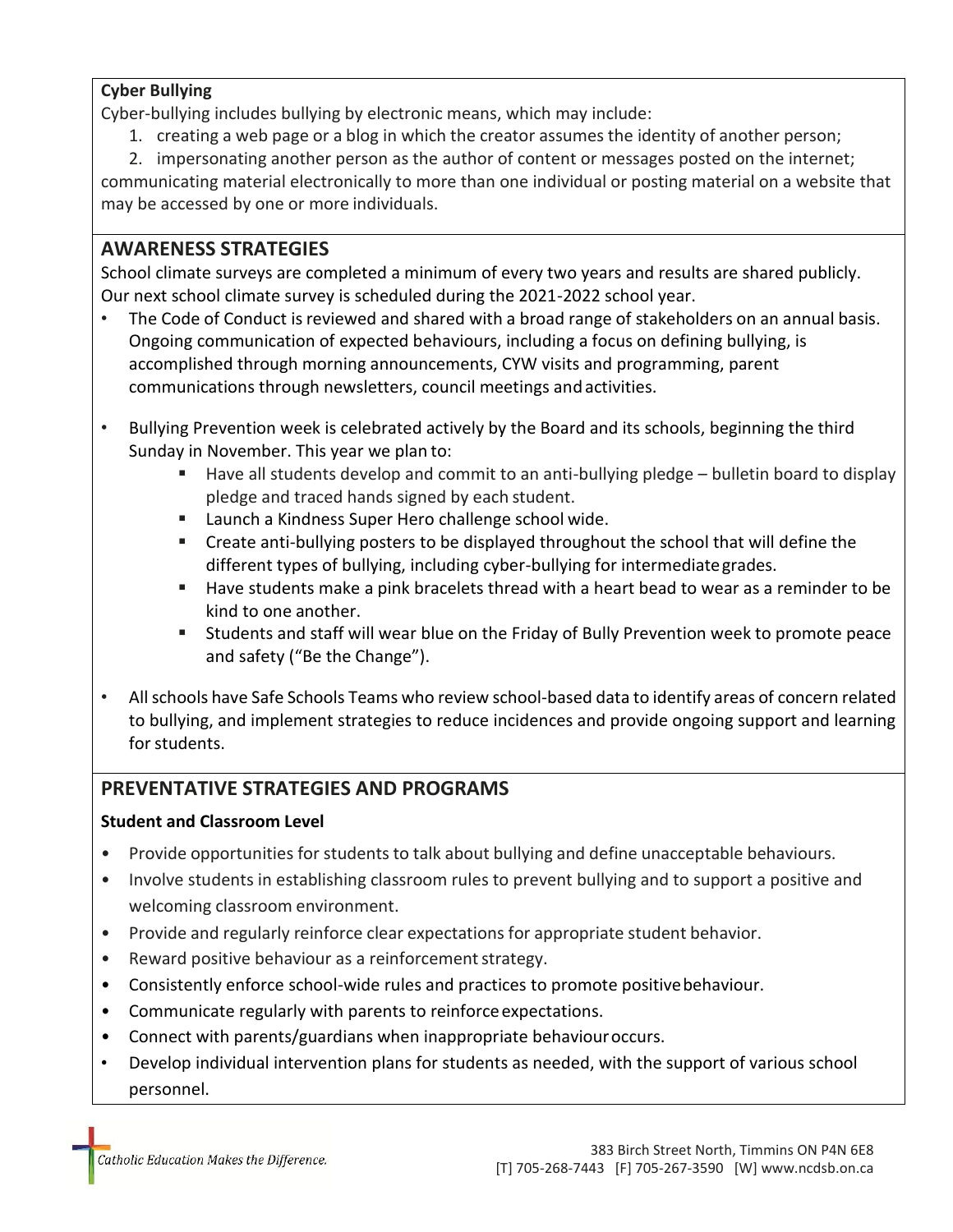**Cyber Bullying**

Cyber-bullying includes bullying by electronic means, which may include:

1. creating a web page or a blog in which the creator assumes the identity of another person;
2. impersonating another person as the author of content or messages posted on the internet;

communicating material electronically to more than one individual or posting material on a website that may be accessed by one or more individuals.

## AWARENESS STRATEGIES

School climate surveys are completed a minimum of every two years and results are shared publicly. Our next school climate survey is scheduled during the 2021-2022 school year.

- The Code of Conduct is reviewed and shared with a broad range of stakeholders on an annual basis. Ongoing communication of expected behaviours, including a focus on defining bullying, is accomplished through morning announcements, CYW visits and programming, parent communications through newsletters, council meetings and activities.

- Bullying Prevention week is celebrated actively by the Board and its schools, beginning the third Sunday in November. This year we plan to:
  - Have all students develop and commit to an anti-bullying pledge – bulletin board to display pledge and traced hands signed by each student.
  - Launch a Kindness Super Hero challenge school wide.
  - Create anti-bullying posters to be displayed throughout the school that will define the different types of bullying, including cyber-bullying for intermediate grades.
  - Have students make a pink bracelets thread with a heart bead to wear as a reminder to be kind to one another.
  - Students and staff will wear blue on the Friday of Bully Prevention week to promote peace and safety ("Be the Change").

- All schools have Safe Schools Teams who review school-based data to identify areas of concern related to bullying, and implement strategies to reduce incidences and provide ongoing support and learning for students.

## PREVENTATIVE STRATEGIES AND PROGRAMS

**Student and Classroom Level**

- Provide opportunities for students to talk about bullying and define unacceptable behaviours.
- Involve students in establishing classroom rules to prevent bullying and to support a positive and welcoming classroom environment.
- Provide and regularly reinforce clear expectations for appropriate student behavior.
- Reward positive behaviour as a reinforcement strategy.
- Consistently enforce school-wide rules and practices to promote positive behaviour.
- Communicate regularly with parents to reinforce expectations.
- Connect with parents/guardians when inappropriate behaviour occurs.
- Develop individual intervention plans for students as needed, with the support of various school personnel.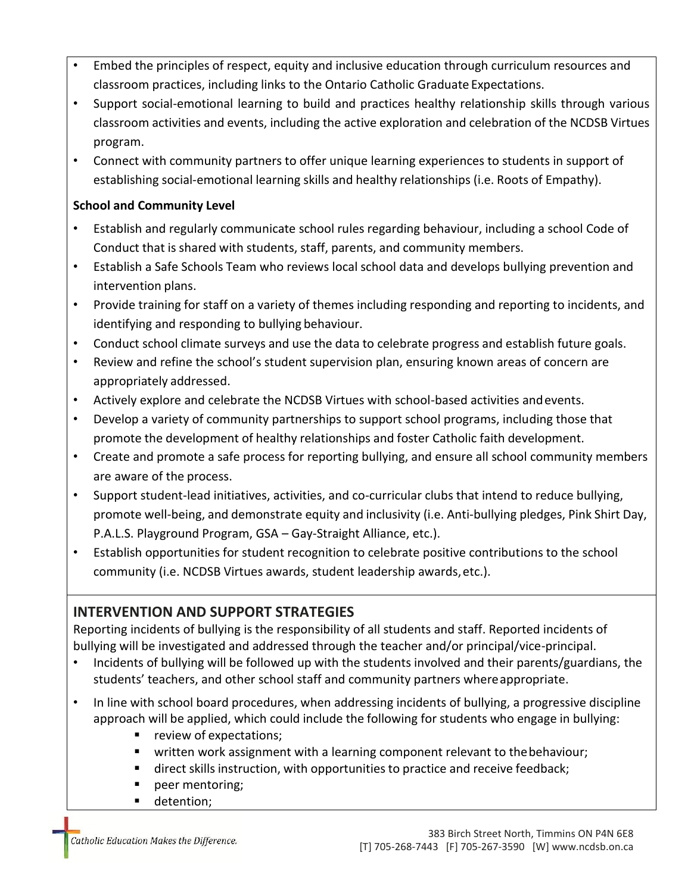- Embed the principles of respect, equity and inclusive education through curriculum resources and classroom practices, including links to the Ontario Catholic Graduate Expectations.
- Support social-emotional learning to build and practices healthy relationship skills through various classroom activities and events, including the active exploration and celebration of the NCDSB Virtues program.
- Connect with community partners to offer unique learning experiences to students in support of establishing social-emotional learning skills and healthy relationships (i.e. Roots of Empathy).

**School and Community Level**

- Establish and regularly communicate school rules regarding behaviour, including a school Code of Conduct that is shared with students, staff, parents, and community members.
- Establish a Safe Schools Team who reviews local school data and develops bullying prevention and intervention plans.
- Provide training for staff on a variety of themes including responding and reporting to incidents, and identifying and responding to bullying behaviour.
- Conduct school climate surveys and use the data to celebrate progress and establish future goals.
- Review and refine the school's student supervision plan, ensuring known areas of concern are appropriately addressed.
- Actively explore and celebrate the NCDSB Virtues with school-based activities and events.
- Develop a variety of community partnerships to support school programs, including those that promote the development of healthy relationships and foster Catholic faith development.
- Create and promote a safe process for reporting bullying, and ensure all school community members are aware of the process.
- Support student-lead initiatives, activities, and co-curricular clubs that intend to reduce bullying, promote well-being, and demonstrate equity and inclusivity (i.e. Anti-bullying pledges, Pink Shirt Day, P.A.L.S. Playground Program, GSA – Gay-Straight Alliance, etc.).
- Establish opportunities for student recognition to celebrate positive contributions to the school community (i.e. NCDSB Virtues awards, student leadership awards, etc.).

## INTERVENTION AND SUPPORT STRATEGIES

Reporting incidents of bullying is the responsibility of all students and staff. Reported incidents of bullying will be investigated and addressed through the teacher and/or principal/vice-principal.

- Incidents of bullying will be followed up with the students involved and their parents/guardians, the students' teachers, and other school staff and community partners where appropriate.
- In line with school board procedures, when addressing incidents of bullying, a progressive discipline approach will be applied, which could include the following for students who engage in bullying:
  - review of expectations;
  - written work assignment with a learning component relevant to the behaviour;
  - direct skills instruction, with opportunities to practice and receive feedback;
  - peer mentoring;
  - detention;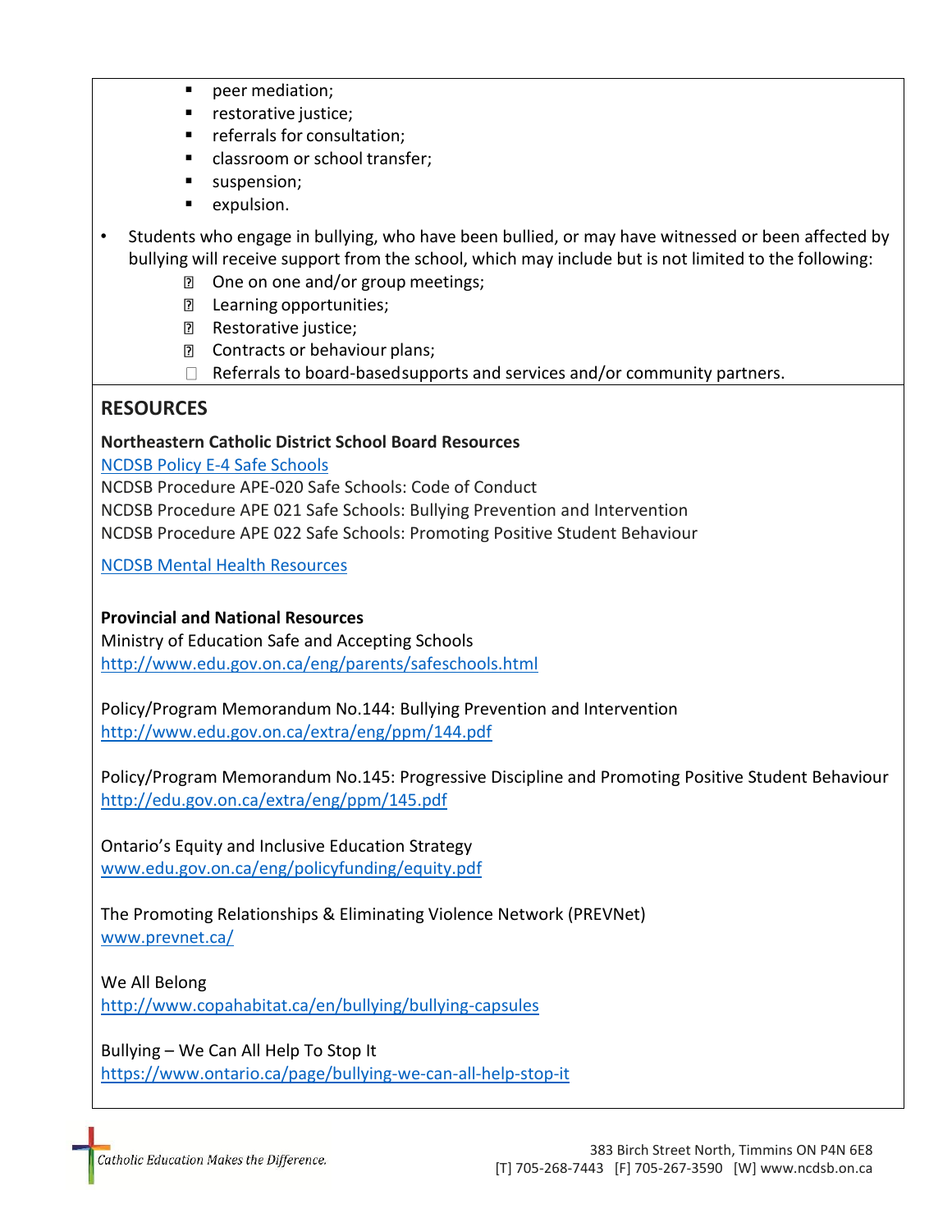- peer mediation;
- restorative justice;
- referrals for consultation;
- classroom or school transfer;
- suspension;
- expulsion.

- Students who engage in bullying, who have been bullied, or may have witnessed or been affected by bullying will receive support from the school, which may include but is not limited to the following:
  - One on one and/or group meetings;
  - Learning opportunities;
  - Restorative justice;
  - Contracts or behaviour plans;
  - Referrals to board-based supports and services and/or community partners.

## RESOURCES

**Northeastern Catholic District School Board Resources**

NCDSB Policy E-4 Safe Schools
NCDSB Procedure APE-020 Safe Schools: Code of Conduct
NCDSB Procedure APE 021 Safe Schools: Bullying Prevention and Intervention
NCDSB Procedure APE 022 Safe Schools: Promoting Positive Student Behaviour

NCDSB Mental Health Resources

**Provincial and National Resources**

Ministry of Education Safe and Accepting Schools
http://www.edu.gov.on.ca/eng/parents/safeschools.html

Policy/Program Memorandum No.144: Bullying Prevention and Intervention
http://www.edu.gov.on.ca/extra/eng/ppm/144.pdf

Policy/Program Memorandum No.145: Progressive Discipline and Promoting Positive Student Behaviour
http://edu.gov.on.ca/extra/eng/ppm/145.pdf

Ontario's Equity and Inclusive Education Strategy
www.edu.gov.on.ca/eng/policyfunding/equity.pdf

The Promoting Relationships & Eliminating Violence Network (PREVNet)
www.prevnet.ca/

We All Belong
http://www.copahabitat.ca/en/bullying/bullying-capsules

Bullying – We Can All Help To Stop It
https://www.ontario.ca/page/bullying-we-can-all-help-stop-it